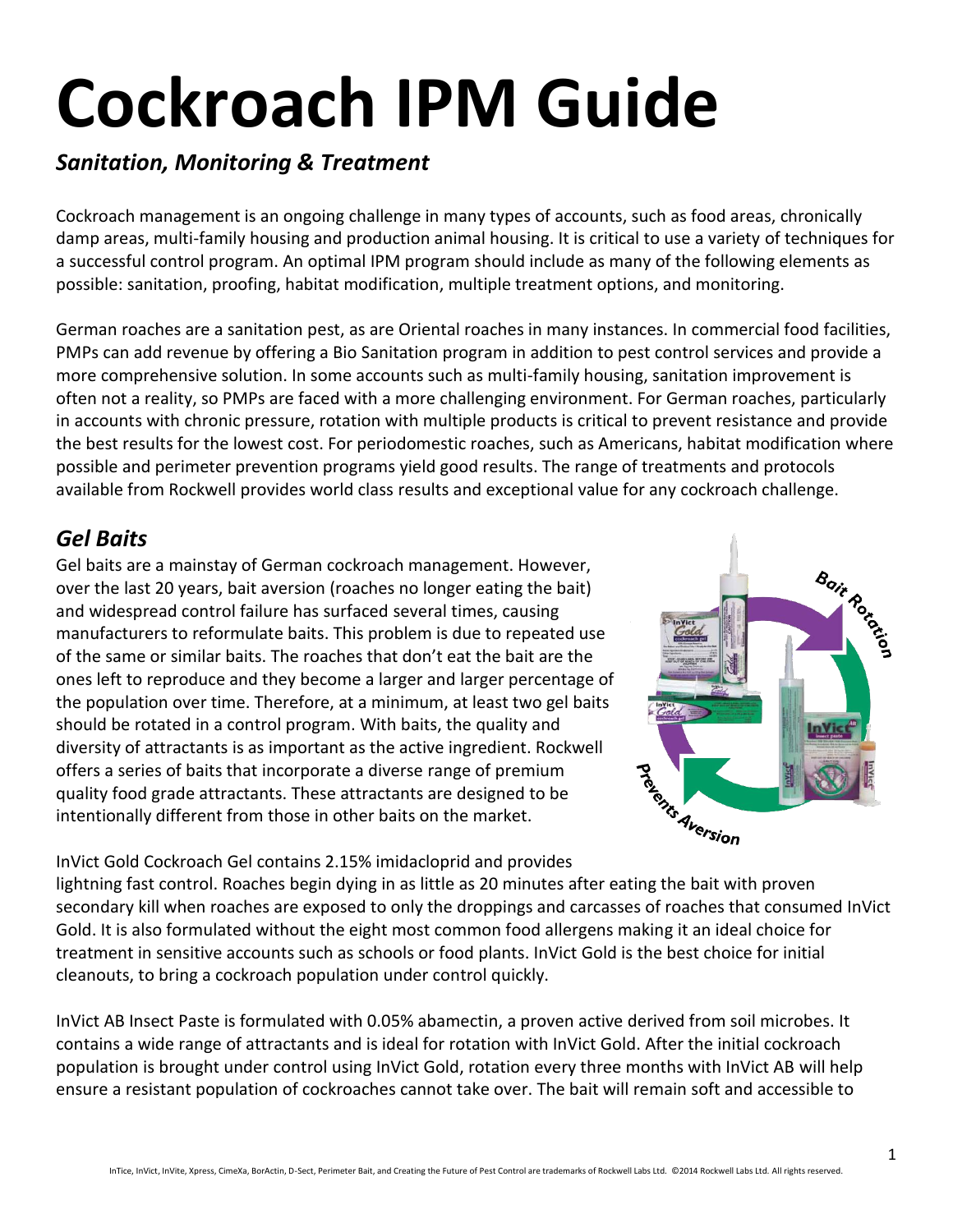# Cockroach IPM Guide

## *Sanitation, Monitoring & Treatment*

Cockroach management is an ongoing challenge in many types of accounts, such as food areas, chronically damp areas, multi-family housing and production animal housing. It is critical to use a variety of techniques for a successful control program. An optimal IPM program should include as many of the following elements as possible: sanitation, proofing, habitat modification, multiple treatment options, and monitoring.

German roaches are a sanitation pest, as are Oriental roaches in many instances. In commercial food facilities, PMPs can add revenue by offering a Bio Sanitation program in addition to pest control services and provide a more comprehensive solution. In some accounts such as multi-family housing, sanitation improvement is often not a reality, so PMPs are faced with a more challenging environment. For German roaches, particularly in accounts with chronic pressure, rotation with multiple products is critical to prevent resistance and provide the best results for the lowest cost. For periodomestic roaches, such as Americans, habitat modification where possible and perimeter prevention programs yield good results. The range of treatments and protocols available from Rockwell provides world class results and exceptional value for any cockroach challenge.

## *Gel Baits*

Gel baits are a mainstay of German cockroach management. However, over the last 20 years, bait aversion (roaches no longer eating the bait) and widespread control failure has surfaced several times, causing manufacturers to reformulate baits. This problem is due to repeated use of the same or similar baits. The roaches that don't eat the bait are the ones left to reproduce and they become a larger and larger percentage of the population over time. Therefore, at a minimum, at least two gel baits should be rotated in a control program. With baits, the quality and diversity of attractants is as important as the active ingredient. Rockwell offers a series of baits that incorporate a diverse range of premium quality food grade attractants. These attractants are designed to be intentionally different from those in other baits on the market.

InVict Gold Cockroach Gel contains 2.15% imidacloprid and provides lightning fast control. Roaches begin dying in as little as 20 minutes after eating the bait with proven secondary kill when roaches are exposed to only the droppings and carcasses of roaches that consumed InVict Gold. It is also formulated without the eight most common food allergens making it an ideal choice for treatment in sensitive accounts such as schools or food plants. InVict Gold is the best choice for initial cleanouts, to bring a cockroach population under control quickly.

InVict AB Insect Paste is formulated with 0.05% abamectin, a proven active derived from soil microbes. It contains a wide range of attractants and is ideal for rotation with InVict Gold. After the initial cockroach population is brought under control using InVict Gold, rotation every three months with InVict AB will help ensure a resistant population of cockroaches cannot take over. The bait will remain soft and accessible to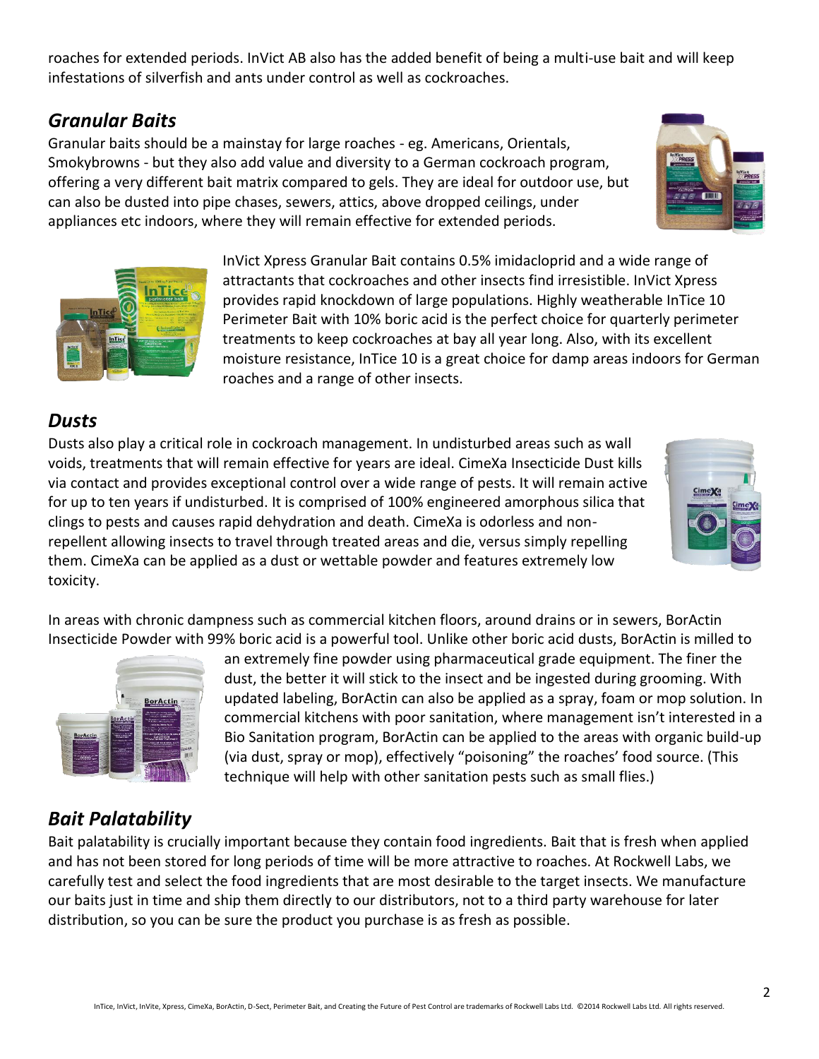roaches for extended periods. InVict AB also has the added benefit of being a multi-use bait and will keep infestations of silverfish and ants under control as well as cockroaches.

## *Granular Baits*

Granular baits should be a mainstay for large roaches - eg. Americans, Orientals, Smokybrowns - but they also add value and diversity to a German cockroach program, offering a very different bait matrix compared to gels. They are ideal for outdoor use, but can also be dusted into pipe chases, sewers, attics, above dropped ceilings, under appliances etc indoors, where they will remain effective for extended periods.

InVict Xpress Granular Bait contains 0.5% imidacloprid and a wide range of attractants that cockroaches and other insects find irresistible. InVict Xpress provides rapid knockdown of large populations. Highly weatherable InTice 10 Perimeter Bait with 10% boric acid is the perfect choice for quarterly perimeter treatments to keep cockroaches at bay all year long. Also, with its excellent moisture resistance, InTice 10 is a great choice for damp areas indoors for German roaches and a range of other insects.

## *Dusts*

Dusts also play a critical role in cockroach management. In undisturbed areas such as wall voids, treatments that will remain effective for years are ideal. CimeXa Insecticide Dust kills via contact and provides exceptional control over a wide range of pests. It will remain active for up to ten years if undisturbed. It is comprised of 100% engineered amorphous silica that clings to pests and causes rapid dehydration and death. CimeXa is odorless and non-repellent allowing insects to travel through treated areas and die, versus simply repelling them. CimeXa can be applied as a dust or wettable powder and features extremely low toxicity.

In areas with chronic dampness such as commercial kitchen floors, around drains or in sewers, BorActin Insecticide Powder with 99% boric acid is a powerful tool. Unlike other boric acid dusts, BorActin is milled to an extremely fine powder using pharmaceutical grade equipment. The finer the dust, the better it will stick to the insect and be ingested during grooming. With updated labeling, BorActin can also be applied as a spray, foam or mop solution. In commercial kitchens with poor sanitation, where management isn't interested in a Bio Sanitation program, BorActin can be applied to the areas with organic build-up (via dust, spray or mop), effectively "poisoning" the roaches' food source. (This technique will help with other sanitation pests such as small flies.)

## *Bait Palatability*

Bait palatability is crucially important because they contain food ingredients. Bait that is fresh when applied and has not been stored for long periods of time will be more attractive to roaches. At Rockwell Labs, we carefully test and select the food ingredients that are most desirable to the target insects. We manufacture our baits just in time and ship them directly to our distributors, not to a third party warehouse for later distribution, so you can be sure the product you purchase is as fresh as possible.

InTice, InVict, InVite, Xpress, CimeXa, BorActin, D-Sect, Perimeter Bait, and Creating the Future of Pest Control are trademarks of Rockwell Labs Ltd. ©2014 Rockwell Labs Ltd. All rights reserved.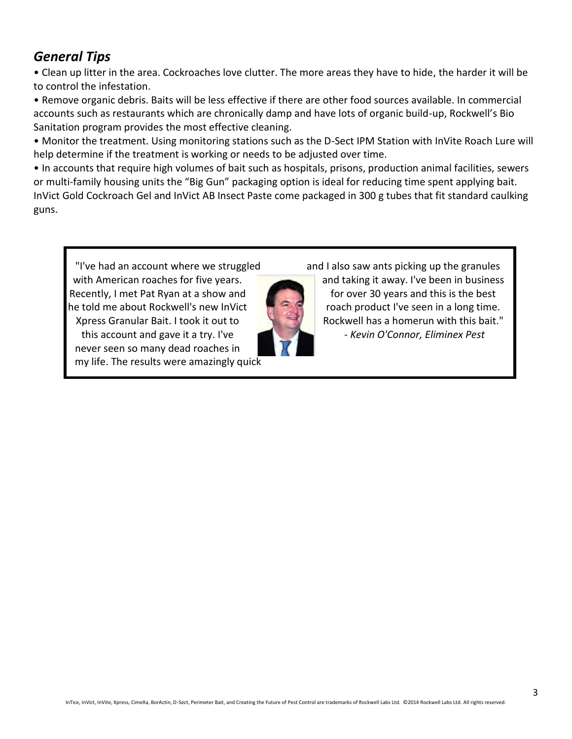## *General Tips*

- Clean up litter in the area. Cockroaches love clutter. The more areas they have to hide, the harder it will be to control the infestation.
- Remove organic debris. Baits will be less effective if there are other food sources available. In commercial accounts such as restaurants which are chronically damp and have lots of organic build-up, Rockwell's Bio Sanitation program provides the most effective cleaning.
- Monitor the treatment. Using monitoring stations such as the D-Sect IPM Station with InVite Roach Lure will help determine if the treatment is working or needs to be adjusted over time.
- In accounts that require high volumes of bait such as hospitals, prisons, production animal facilities, sewers or multi-family housing units the "Big Gun" packaging option is ideal for reducing time spent applying bait. InVict Gold Cockroach Gel and InVict AB Insect Paste come packaged in 300 g tubes that fit standard caulking guns.

> "I've had an account where we struggled with American roaches for five years. Recently, I met Pat Ryan at a show and he told me about Rockwell's new InVict Xpress Granular Bait. I took it out to this account and gave it a try. I've never seen so many dead roaches in my life. The results were amazingly quick and I also saw ants picking up the granules and taking it away. I've been in business for over 30 years and this is the best roach product I've seen in a long time. Rockwell has a homerun with this bait."
>
> *- Kevin O'Connor, Eliminex Pest*

InTice, InVict, InVite, Xpress, CimeXa, BorActin, D-Sect, Perimeter Bait, and Creating the Future of Pest Control are trademarks of Rockwell Labs Ltd. ©2014 Rockwell Labs Ltd. All rights reserved.